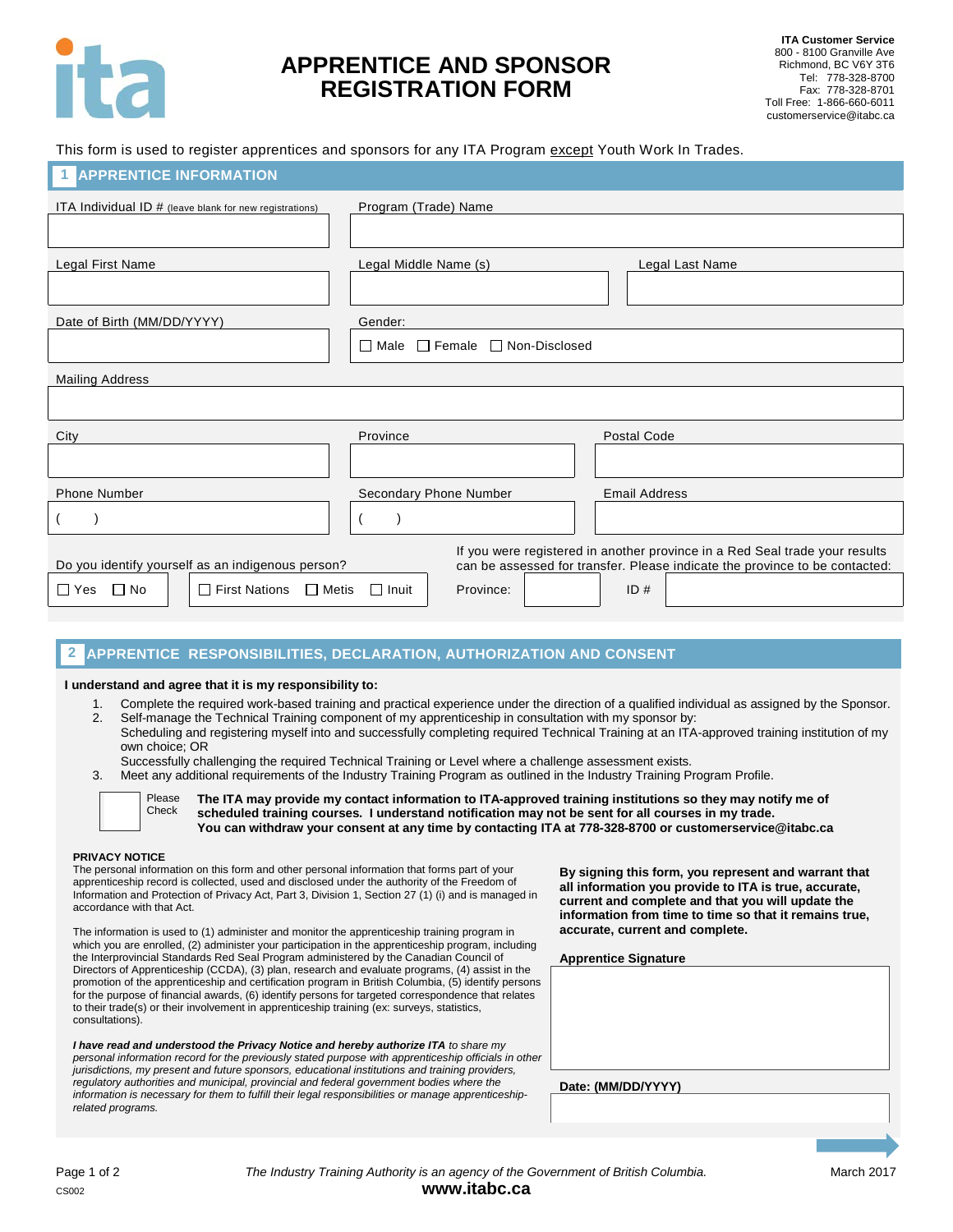ITA Customer Service
800 - 8100 Granville Ave
Richmond, BC V6Y 3T6
Tel: 778-328-8700
Fax: 778-328-8701
Toll Free: 1-866-660-6011
customerservice@itabc.ca

# APPRENTICE AND SPONSOR REGISTRATION FORM

This form is used to register apprentices and sponsors for any ITA Program except Youth Work In Trades.

## 1 APPRENTICE INFORMATION

| ITA Individual ID # (leave blank for new registrations) | Program (Trade) Name | |
|---|---|---|
| | | |
| **Legal First Name** | **Legal Middle Name (s)** | **Legal Last Name** |
| | | |
| **Date of Birth (MM/DD/YYYY)** | **Gender:** | |
| | ☐ Male ☐ Female ☐ Non-Disclosed | |

Mailing Address

| City | Province | Postal Code |
|---|---|---|
| | | |
| **Phone Number** | **Secondary Phone Number** | **Email Address** |
| ( ) | ( ) | |

Do you identify yourself as an indigenous person?

☐ Yes ☐ No ☐ First Nations ☐ Metis ☐ Inuit

If you were registered in another province in a Red Seal trade your results can be assessed for transfer. Please indicate the province to be contacted:

Province: ____ ID # ____

## 2 APPRENTICE RESPONSIBILITIES, DECLARATION, AUTHORIZATION AND CONSENT

**I understand and agree that it is my responsibility to:**

1. Complete the required work-based training and practical experience under the direction of a qualified individual as assigned by the Sponsor.
2. Self-manage the Technical Training component of my apprenticeship in consultation with my sponsor by:
   Scheduling and registering myself into and successfully completing required Technical Training at an ITA-approved training institution of my own choice; OR
   Successfully challenging the required Technical Training or Level where a challenge assessment exists.
3. Meet any additional requirements of the Industry Training Program as outlined in the Industry Training Program Profile.

☐ Please Check **The ITA may provide my contact information to ITA-approved training institutions so they may notify me of scheduled training courses. I understand notification may not be sent for all courses in my trade. You can withdraw your consent at any time by contacting ITA at 778-328-8700 or customerservice@itabc.ca**

**PRIVACY NOTICE**

The personal information on this form and other personal information that forms part of your apprenticeship record is collected, used and disclosed under the authority of the Freedom of Information and Protection of Privacy Act, Part 3, Division 1, Section 27 (1) (i) and is managed in accordance with that Act.

The information is used to (1) administer and monitor the apprenticeship training program in which you are enrolled, (2) administer your participation in the apprenticeship program, including the Interprovincial Standards Red Seal Program administered by the Canadian Council of Directors of Apprenticeship (CCDA), (3) plan, research and evaluate programs, (4) assist in the promotion of the apprenticeship and certification program in British Columbia, (5) identify persons for the purpose of financial awards, (6) identify persons for targeted correspondence that relates to their trade(s) or their involvement in apprenticeship training (ex: surveys, statistics, consultations).

***I have read and understood the Privacy Notice and hereby authorize ITA** to share my personal information record for the previously stated purpose with apprenticeship officials in other jurisdictions, my present and future sponsors, educational institutions and training providers, regulatory authorities and municipal, provincial and federal government bodies where the information is necessary for them to fulfill their legal responsibilities or manage apprenticeship-related programs.*

**By signing this form, you represent and warrant that all information you provide to ITA is true, accurate, current and complete and that you will update the information from time to time so that it remains true, accurate, current and complete.**

**Apprentice Signature**

**Date: (MM/DD/YYYY)**

*The Industry Training Authority is an agency of the Government of British Columbia.*
**www.itabc.ca**

CS002 March 2017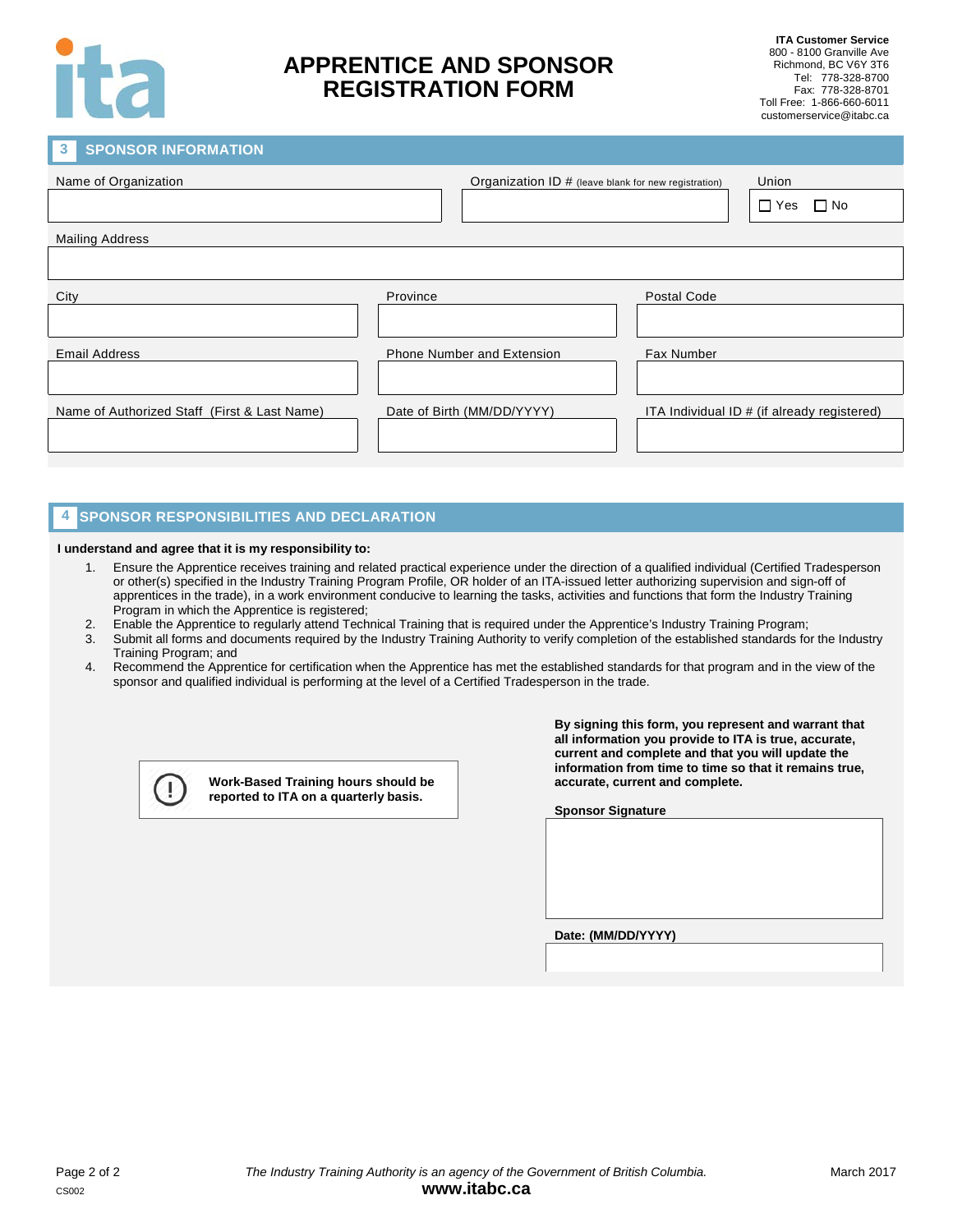# APPRENTICE AND SPONSOR REGISTRATION FORM

**ITA Customer Service**
800 - 8100 Granville Ave
Richmond, BC V6Y 3T6
Tel: 778-328-8700
Fax: 778-328-8701
Toll Free: 1-866-660-6011
customerservice@itabc.ca

## 3 SPONSOR INFORMATION

| Name of Organization | Organization ID # (leave blank for new registration) | Union |
|---|---|---|
| | | ☐ Yes ☐ No |

| Mailing Address |
|---|
| |

| City | Province | Postal Code |
|---|---|---|
| | | |

| Email Address | Phone Number and Extension | Fax Number |
|---|---|---|
| | | |

| Name of Authorized Staff (First & Last Name) | Date of Birth (MM/DD/YYYY) | ITA Individual ID # (if already registered) |
|---|---|---|
| | | |

## 4 SPONSOR RESPONSIBILITIES AND DECLARATION

**I understand and agree that it is my responsibility to:**

1. Ensure the Apprentice receives training and related practical experience under the direction of a qualified individual (Certified Tradesperson or other(s) specified in the Industry Training Program Profile, OR holder of an ITA-issued letter authorizing supervision and sign-off of apprentices in the trade), in a work environment conducive to learning the tasks, activities and functions that form the Industry Training Program in which the Apprentice is registered;
2. Enable the Apprentice to regularly attend Technical Training that is required under the Apprentice's Industry Training Program;
3. Submit all forms and documents required by the Industry Training Authority to verify completion of the established standards for the Industry Training Program; and
4. Recommend the Apprentice for certification when the Apprentice has met the established standards for that program and in the view of the sponsor and qualified individual is performing at the level of a Certified Tradesperson in the trade.

**Work-Based Training hours should be reported to ITA on a quarterly basis.**

**By signing this form, you represent and warrant that all information you provide to ITA is true, accurate, current and complete and that you will update the information from time to time so that it remains true, accurate, current and complete.**

**Sponsor Signature**

**Date: (MM/DD/YYYY)**

*The Industry Training Authority is an agency of the Government of British Columbia.*

**www.itabc.ca**

CS002 — March 2017